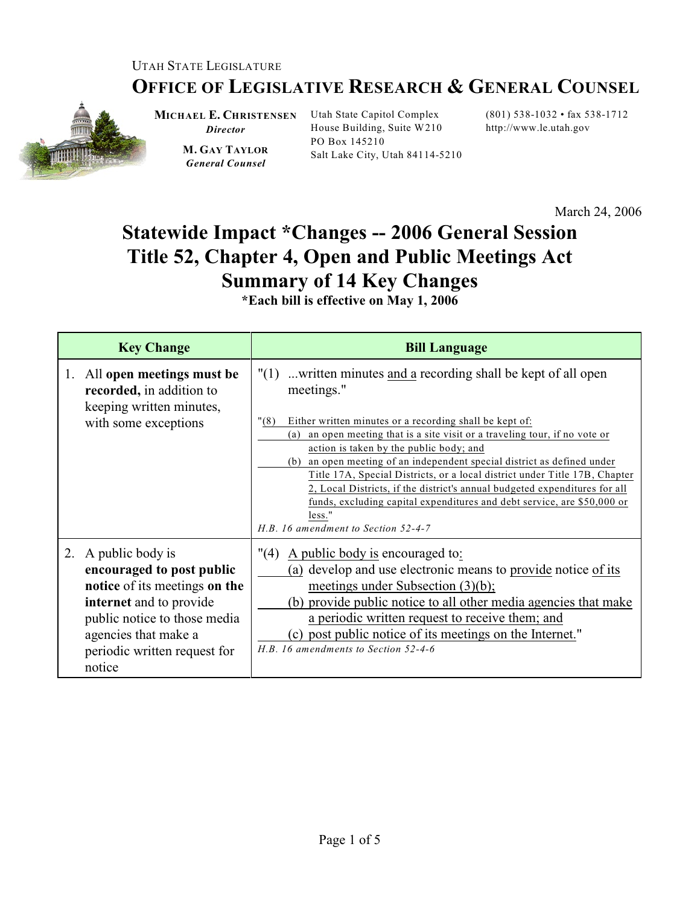UTAH STATE LEGISLATURE

# OFFICE OF LEGISLATIVE RESEARCH & GENERAL COUNSEL

**MICHAEL E. CHRISTENSEN**
*Director*

**M. GAY TAYLOR**
*General Counsel*

Utah State Capitol Complex
House Building, Suite W210
PO Box 145210
Salt Lake City, Utah 84114-5210

(801) 538-1032 • fax 538-1712
http://www.le.utah.gov

March 24, 2006

# Statewide Impact *Changes -- 2006 General Session
# Title 52, Chapter 4, Open and Public Meetings Act
# Summary of 14 Key Changes

**\*Each bill is effective on May 1, 2006**

| Key Change | Bill Language |
|---|---|
| 1. All **open meetings must be recorded,** in addition to keeping written minutes, with some exceptions | "(1) ...written minutes <u>and a</u> recording shall be kept of all open meetings."<br><br>"<u>(8) Either written minutes or a recording shall be kept of:</u><br><u>(a) an open meeting that is a site visit or a traveling tour, if no vote or action is taken by the public body; and</u><br><u>(b) an open meeting of an independent special district as defined under Title 17A, Special Districts, or a local district under Title 17B, Chapter 2, Local Districts, if the district's annual budgeted expenditures for all funds, excluding capital expenditures and debt service, are $50,000 or less.</u>"<br>*H.B. 16 amendment to Section 52-4-7* |
| 2. A public body is **encouraged to post public notice** of its meetings **on the internet** and to provide public notice to those media agencies that make a periodic written request for notice | "(4) <u>A public body is</u> encouraged to<u>:</u><br><u>(a)</u> develop and use electronic means to <u>provide</u> notice <u>of its meetings under Subsection (3)(b);</u><br><u>(b) provide public notice to all other media agencies that make a periodic written request to receive them; and</u><br><u>(c) post public notice of its meetings on the Internet.</u>"<br>*H.B. 16 amendments to Section 52-4-6* |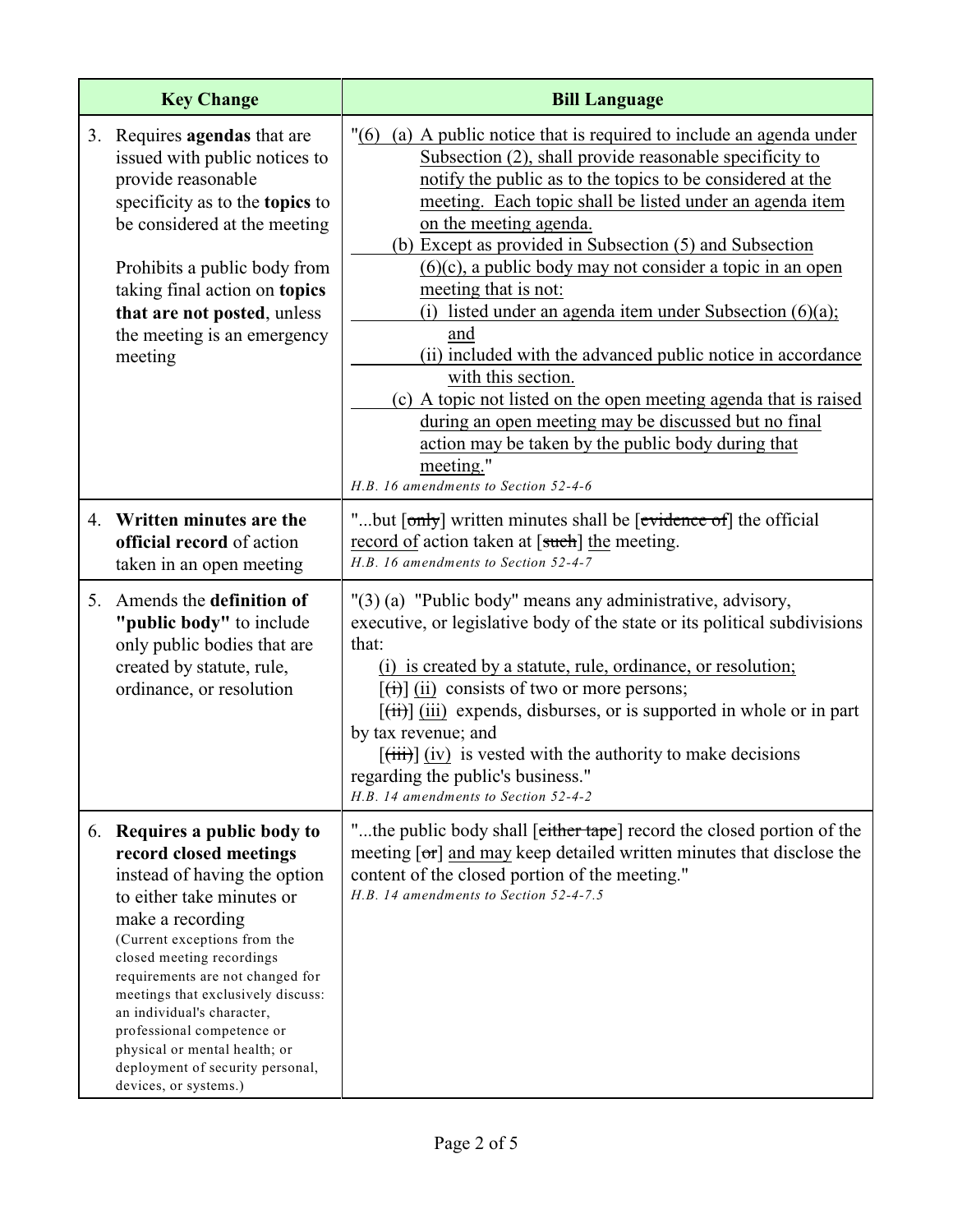| Key Change | Bill Language |
|---|---|
| 3. Requires **agendas** that are issued with public notices to provide reasonable specificity as to the **topics** to be considered at the meeting<br><br>Prohibits a public body from taking final action on **topics that are not posted**, unless the meeting is an emergency meeting | "(6) (a) <u>A public notice that is required to include an agenda under Subsection (2), shall provide reasonable specificity to notify the public as to the topics to be considered at the meeting. Each topic shall be listed under an agenda item on the meeting agenda.</u><br>(b) <u>Except as provided in Subsection (5) and Subsection (6)(c), a public body may not consider a topic in an open meeting that is not:</u><br>(i) <u>listed under an agenda item under Subsection (6)(a); and</u><br>(ii) <u>included with the advanced public notice in accordance with this section.</u><br>(c) <u>A topic not listed on the open meeting agenda that is raised during an open meeting may be discussed but no final action may be taken by the public body during that meeting.</u>"<br>*H.B. 16 amendments to Section 52-4-6* |
| 4. **Written minutes are the official record** of action taken in an open meeting | "...but [~~only~~] written minutes shall be [~~evidence of~~] the official <u>record of</u> action taken at [~~such~~] <u>the</u> meeting.<br>*H.B. 16 amendments to Section 52-4-7* |
| 5. Amends the **definition of "public body"** to include only public bodies that are created by statute, rule, ordinance, or resolution | "(3) (a) "Public body" means any administrative, advisory, executive, or legislative body of the state or its political subdivisions that:<br><u>(i) is created by a statute, rule, ordinance, or resolution;</u><br>[~~(i)~~] <u>(ii)</u> consists of two or more persons;<br>[~~(ii)~~] <u>(iii)</u> expends, disburses, or is supported in whole or in part by tax revenue; and<br>[~~(iii)~~] <u>(iv)</u> is vested with the authority to make decisions regarding the public's business."<br>*H.B. 14 amendments to Section 52-4-2* |
| 6. **Requires a public body to record closed meetings** instead of having the option to either take minutes or make a recording<br>(Current exceptions from the closed meeting recordings requirements are not changed for meetings that exclusively discuss: an individual's character, professional competence or physical or mental health; or deployment of security personal, devices, or systems.) | "...the public body shall [~~either tape~~] record the closed portion of the meeting [~~or~~] <u>and may</u> keep detailed written minutes that disclose the content of the closed portion of the meeting."<br>*H.B. 14 amendments to Section 52-4-7.5* |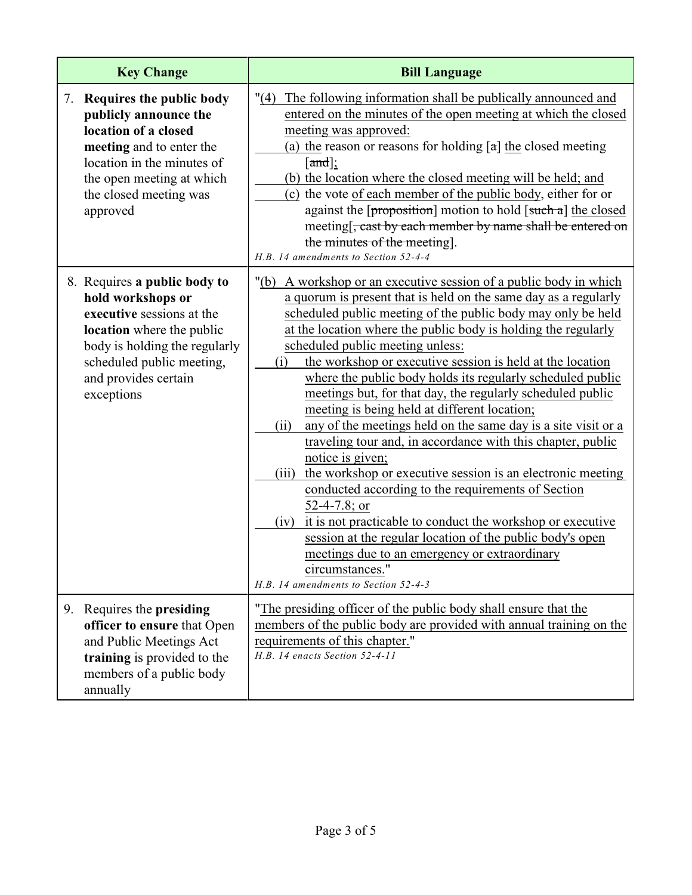| Key Change | Bill Language |
|---|---|
| 7. **Requires the public body publicly announce the location of a closed meeting** and to enter the location in the minutes of the open meeting at which the closed meeting was approved | "(4) The following information shall be publically announced and entered on the minutes of the open meeting at which the closed meeting was approved:<br>(a) the reason or reasons for holding [~~a~~] the closed meeting [~~and~~];<br>(b) the location where the closed meeting will be held; and<br>(c) the vote of each member of the public body, either for or against the [~~proposition~~] motion to hold [~~such a~~] the closed meeting[~~, cast by each member by name shall be entered on the minutes of the meeting~~].<br>*H.B. 14 amendments to Section 52-4-4* |
| 8. Requires **a public body to hold workshops or executive** sessions at the **location** where the public body is holding the regularly scheduled public meeting, and provides certain exceptions | "(b) A workshop or an executive session of a public body in which a quorum is present that is held on the same day as a regularly scheduled public meeting of the public body may only be held at the location where the public body is holding the regularly scheduled public meeting unless:<br>(i) the workshop or executive session is held at the location where the public body holds its regularly scheduled public meetings but, for that day, the regularly scheduled public meeting is being held at different location;<br>(ii) any of the meetings held on the same day is a site visit or a traveling tour and, in accordance with this chapter, public notice is given;<br>(iii) the workshop or executive session is an electronic meeting conducted according to the requirements of Section 52-4-7.8; or<br>(iv) it is not practicable to conduct the workshop or executive session at the regular location of the public body's open meetings due to an emergency or extraordinary circumstances."<br>*H.B. 14 amendments to Section 52-4-3* |
| 9. Requires the **presiding officer to ensure** that Open and Public Meetings Act **training** is provided to the members of a public body annually | "The presiding officer of the public body shall ensure that the members of the public body are provided with annual training on the requirements of this chapter."<br>*H.B. 14 enacts Section 52-4-11* |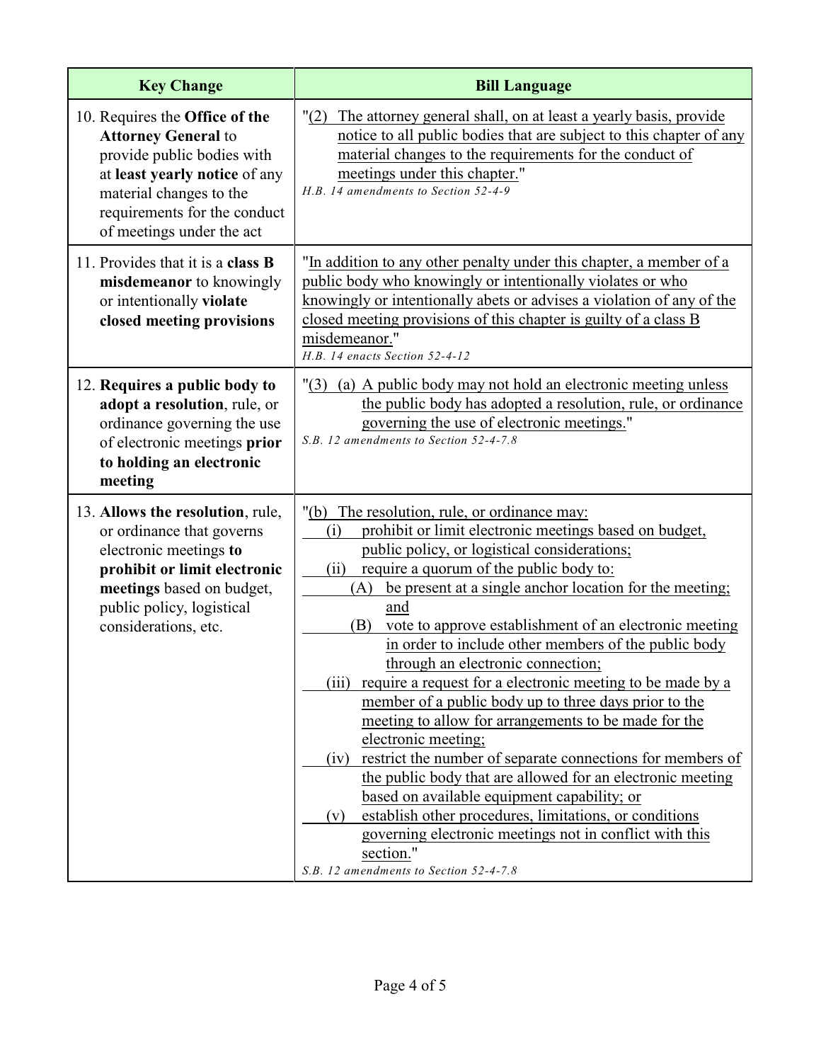| Key Change | Bill Language |
|---|---|
| 10. Requires the **Office of the Attorney General** to provide public bodies with at **least yearly notice** of any material changes to the requirements for the conduct of meetings under the act | "(2) The attorney general shall, on at least a yearly basis, provide notice to all public bodies that are subject to this chapter of any material changes to the requirements for the conduct of meetings under this chapter." *H.B. 14 amendments to Section 52-4-9* |
| 11. Provides that it is a **class B misdemeanor** to knowingly or intentionally **violate closed meeting provisions** | "In addition to any other penalty under this chapter, a member of a public body who knowingly or intentionally violates or who knowingly or intentionally abets or advises a violation of any of the closed meeting provisions of this chapter is guilty of a class B misdemeanor." *H.B. 14 enacts Section 52-4-12* |
| 12. **Requires a public body to adopt a resolution**, rule, or ordinance governing the use of electronic meetings **prior to holding an electronic meeting** | "(3) (a) A public body may not hold an electronic meeting unless the public body has adopted a resolution, rule, or ordinance governing the use of electronic meetings." *S.B. 12 amendments to Section 52-4-7.8* |
| 13. **Allows the resolution**, rule, or ordinance that governs electronic meetings **to prohibit or limit electronic meetings** based on budget, public policy, logistical considerations, etc. | "(b) The resolution, rule, or ordinance may:<br>(i) prohibit or limit electronic meetings based on budget, public policy, or logistical considerations;<br>(ii) require a quorum of the public body to:<br>(A) be present at a single anchor location for the meeting; and<br>(B) vote to approve establishment of an electronic meeting in order to include other members of the public body through an electronic connection;<br>(iii) require a request for a electronic meeting to be made by a member of a public body up to three days prior to the meeting to allow for arrangements to be made for the electronic meeting;<br>(iv) restrict the number of separate connections for members of the public body that are allowed for an electronic meeting based on available equipment capability; or<br>(v) establish other procedures, limitations, or conditions governing electronic meetings not in conflict with this section." *S.B. 12 amendments to Section 52-4-7.8* |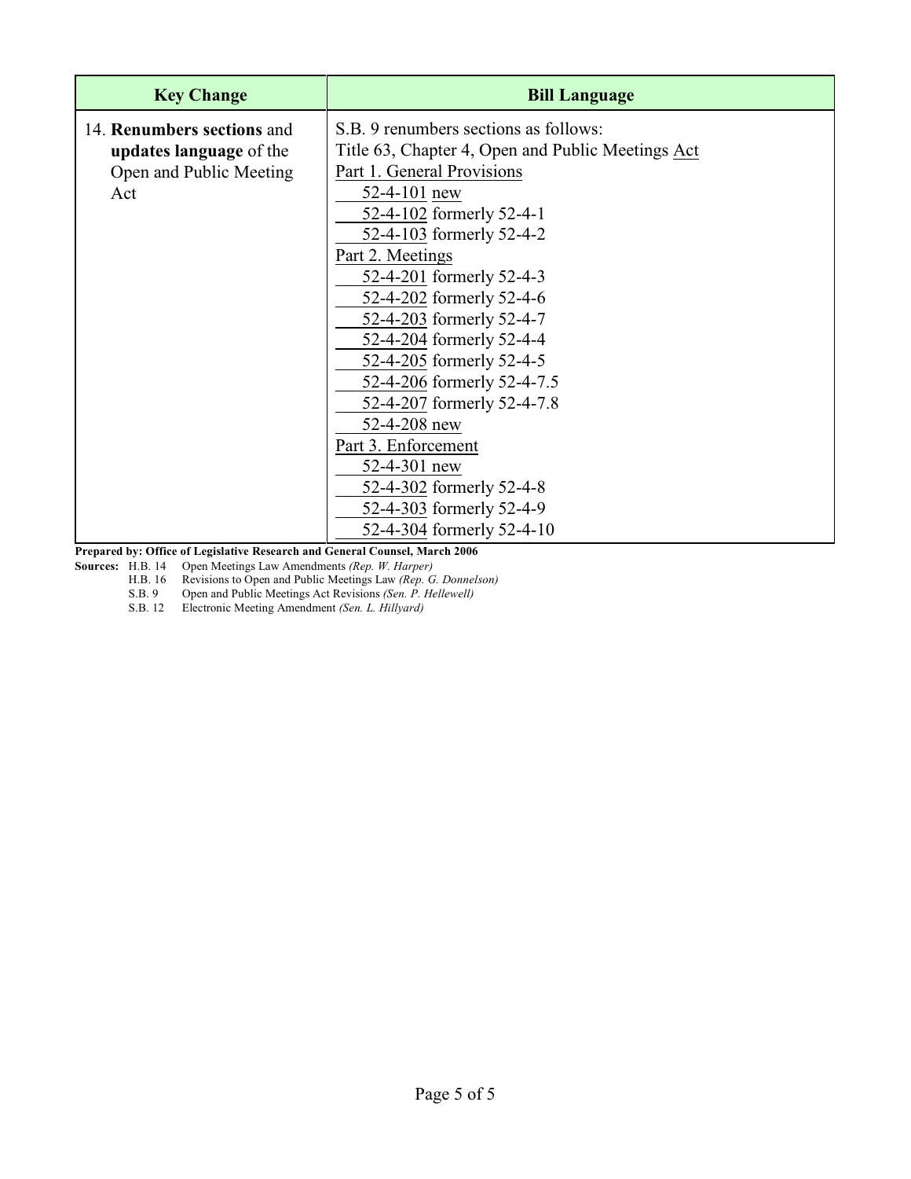| Key Change | Bill Language |
| --- | --- |
| 14. **Renumbers sections** and **updates language** of the Open and Public Meeting Act | S.B. 9 renumbers sections as follows:<br>Title 63, Chapter 4, Open and Public Meetings Act<br>Part 1. General Provisions<br>52-4-101 new<br>52-4-102 formerly 52-4-1<br>52-4-103 formerly 52-4-2<br>Part 2. Meetings<br>52-4-201 formerly 52-4-3<br>52-4-202 formerly 52-4-6<br>52-4-203 formerly 52-4-7<br>52-4-204 formerly 52-4-4<br>52-4-205 formerly 52-4-5<br>52-4-206 formerly 52-4-7.5<br>52-4-207 formerly 52-4-7.8<br>52-4-208 new<br>Part 3. Enforcement<br>52-4-301 new<br>52-4-302 formerly 52-4-8<br>52-4-303 formerly 52-4-9<br>52-4-304 formerly 52-4-10 |

**Prepared by: Office of Legislative Research and General Counsel, March 2006**

**Sources:** H.B. 14 Open Meetings Law Amendments *(Rep. W. Harper)*
H.B. 16 Revisions to Open and Public Meetings Law *(Rep. G. Donnelson)*
S.B. 9 Open and Public Meetings Act Revisions *(Sen. P. Hellewell)*
S.B. 12 Electronic Meeting Amendment *(Sen. L. Hillyard)*